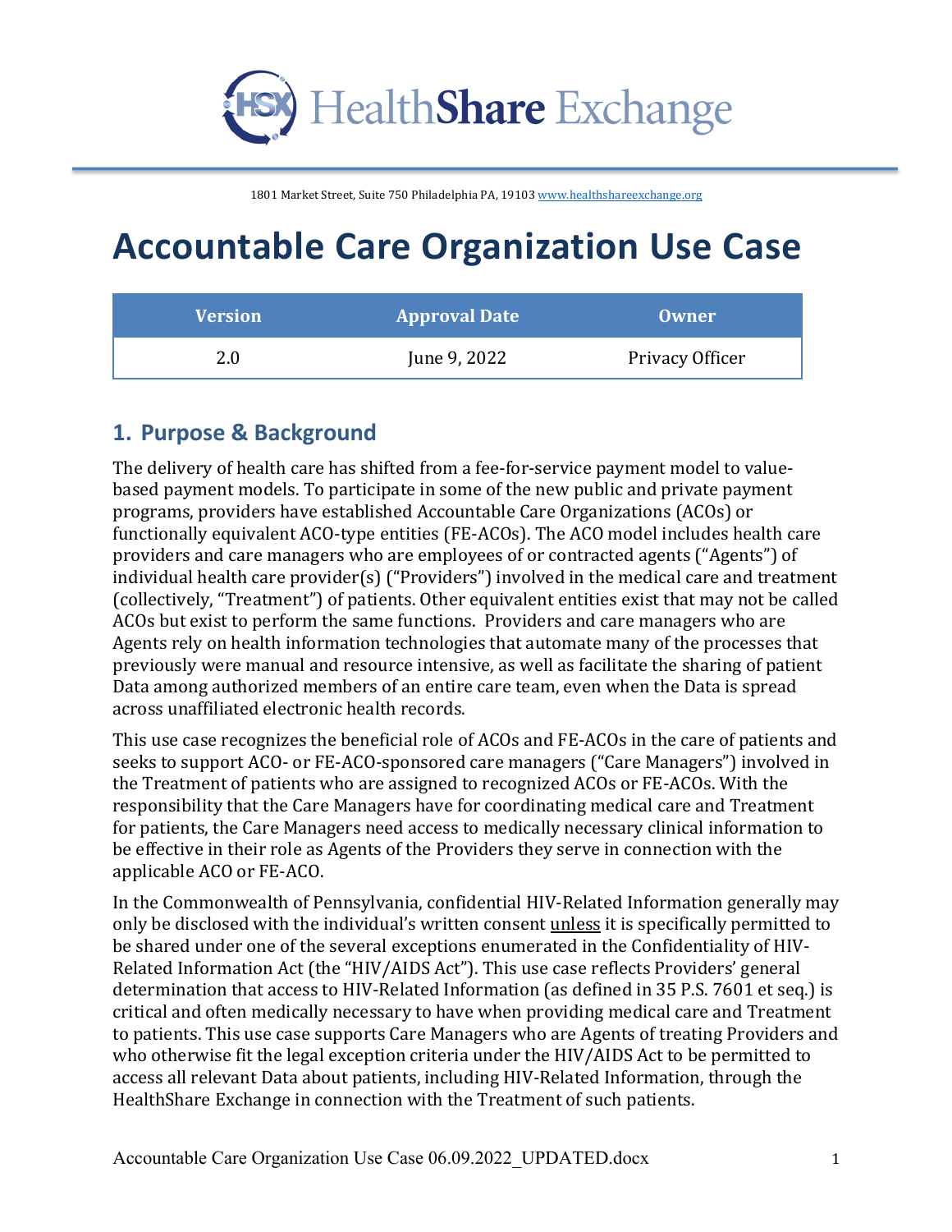HealthShare Exchange

1801 Market Street, Suite 750 Philadelphia PA, 19103 www.healthshareexchange.org

# Accountable Care Organization Use Case

| Version | Approval Date | Owner |
| --- | --- | --- |
| 2.0 | June 9, 2022 | Privacy Officer |

## 1. Purpose & Background

The delivery of health care has shifted from a fee-for-service payment model to value-based payment models. To participate in some of the new public and private payment programs, providers have established Accountable Care Organizations (ACOs) or functionally equivalent ACO-type entities (FE-ACOs). The ACO model includes health care providers and care managers who are employees of or contracted agents ("Agents") of individual health care provider(s) ("Providers") involved in the medical care and treatment (collectively, "Treatment") of patients. Other equivalent entities exist that may not be called ACOs but exist to perform the same functions. Providers and care managers who are Agents rely on health information technologies that automate many of the processes that previously were manual and resource intensive, as well as facilitate the sharing of patient Data among authorized members of an entire care team, even when the Data is spread across unaffiliated electronic health records.

This use case recognizes the beneficial role of ACOs and FE-ACOs in the care of patients and seeks to support ACO- or FE-ACO-sponsored care managers ("Care Managers") involved in the Treatment of patients who are assigned to recognized ACOs or FE-ACOs. With the responsibility that the Care Managers have for coordinating medical care and Treatment for patients, the Care Managers need access to medically necessary clinical information to be effective in their role as Agents of the Providers they serve in connection with the applicable ACO or FE-ACO.

In the Commonwealth of Pennsylvania, confidential HIV-Related Information generally may only be disclosed with the individual's written consent unless it is specifically permitted to be shared under one of the several exceptions enumerated in the Confidentiality of HIV-Related Information Act (the "HIV/AIDS Act"). This use case reflects Providers' general determination that access to HIV-Related Information (as defined in 35 P.S. 7601 et seq.) is critical and often medically necessary to have when providing medical care and Treatment to patients. This use case supports Care Managers who are Agents of treating Providers and who otherwise fit the legal exception criteria under the HIV/AIDS Act to be permitted to access all relevant Data about patients, including HIV-Related Information, through the HealthShare Exchange in connection with the Treatment of such patients.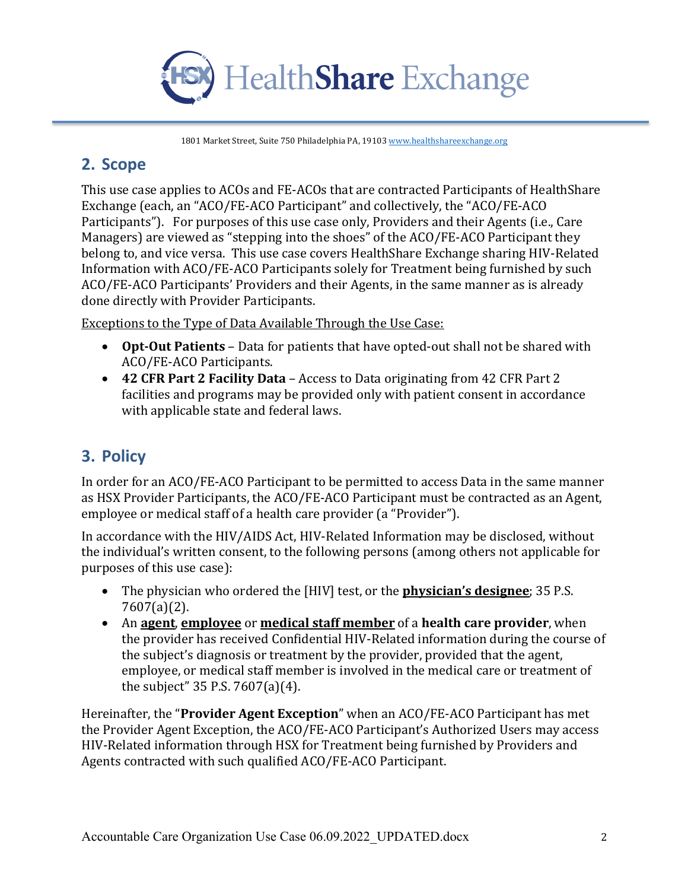## 2. Scope

This use case applies to ACOs and FE-ACOs that are contracted Participants of HealthShare Exchange (each, an "ACO/FE-ACO Participant" and collectively, the "ACO/FE-ACO Participants"). For purposes of this use case only, Providers and their Agents (i.e., Care Managers) are viewed as "stepping into the shoes" of the ACO/FE-ACO Participant they belong to, and vice versa. This use case covers HealthShare Exchange sharing HIV-Related Information with ACO/FE-ACO Participants solely for Treatment being furnished by such ACO/FE-ACO Participants' Providers and their Agents, in the same manner as is already done directly with Provider Participants.

<u>Exceptions to the Type of Data Available Through the Use Case:</u>

- **Opt-Out Patients** – Data for patients that have opted-out shall not be shared with ACO/FE-ACO Participants.
- **42 CFR Part 2 Facility Data** – Access to Data originating from 42 CFR Part 2 facilities and programs may be provided only with patient consent in accordance with applicable state and federal laws.

## 3. Policy

In order for an ACO/FE-ACO Participant to be permitted to access Data in the same manner as HSX Provider Participants, the ACO/FE-ACO Participant must be contracted as an Agent, employee or medical staff of a health care provider (a "Provider").

In accordance with the HIV/AIDS Act, HIV-Related Information may be disclosed, without the individual's written consent, to the following persons (among others not applicable for purposes of this use case):

- The physician who ordered the [HIV] test, or the **<u>physician's designee</u>**; 35 P.S. 7607(a)(2).
- An **<u>agent</u>**, **<u>employee</u>** or **<u>medical staff member</u>** of a **health care provider**, when the provider has received Confidential HIV-Related information during the course of the subject's diagnosis or treatment by the provider, provided that the agent, employee, or medical staff member is involved in the medical care or treatment of the subject" 35 P.S. 7607(a)(4).

Hereinafter, the "**Provider Agent Exception**" when an ACO/FE-ACO Participant has met the Provider Agent Exception, the ACO/FE-ACO Participant's Authorized Users may access HIV-Related information through HSX for Treatment being furnished by Providers and Agents contracted with such qualified ACO/FE-ACO Participant.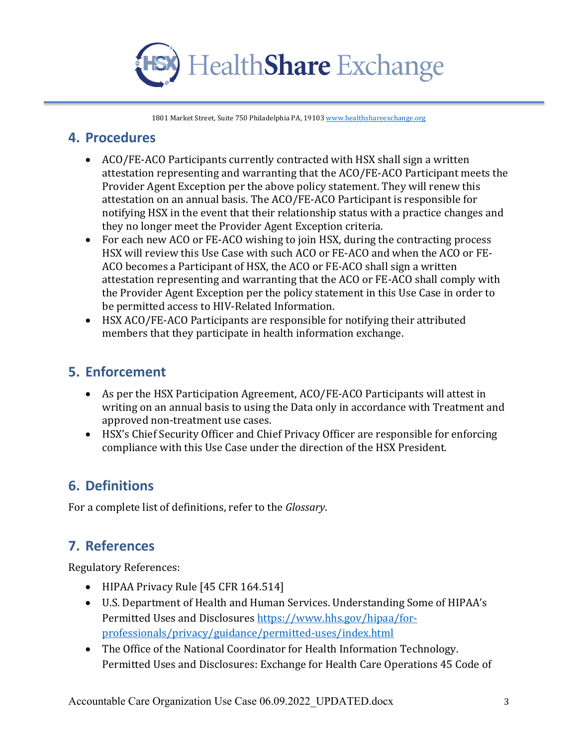## 4. Procedures

- ACO/FE-ACO Participants currently contracted with HSX shall sign a written attestation representing and warranting that the ACO/FE-ACO Participant meets the Provider Agent Exception per the above policy statement. They will renew this attestation on an annual basis. The ACO/FE-ACO Participant is responsible for notifying HSX in the event that their relationship status with a practice changes and they no longer meet the Provider Agent Exception criteria.
- For each new ACO or FE-ACO wishing to join HSX, during the contracting process HSX will review this Use Case with such ACO or FE-ACO and when the ACO or FE-ACO becomes a Participant of HSX, the ACO or FE-ACO shall sign a written attestation representing and warranting that the ACO or FE-ACO shall comply with the Provider Agent Exception per the policy statement in this Use Case in order to be permitted access to HIV-Related Information.
- HSX ACO/FE-ACO Participants are responsible for notifying their attributed members that they participate in health information exchange.

## 5. Enforcement

- As per the HSX Participation Agreement, ACO/FE-ACO Participants will attest in writing on an annual basis to using the Data only in accordance with Treatment and approved non-treatment use cases.
- HSX's Chief Security Officer and Chief Privacy Officer are responsible for enforcing compliance with this Use Case under the direction of the HSX President.

## 6. Definitions

For a complete list of definitions, refer to the *Glossary*.

## 7. References

Regulatory References:

- HIPAA Privacy Rule [45 CFR 164.514]
- U.S. Department of Health and Human Services. Understanding Some of HIPAA's Permitted Uses and Disclosures https://www.hhs.gov/hipaa/for-professionals/privacy/guidance/permitted-uses/index.html
- The Office of the National Coordinator for Health Information Technology. Permitted Uses and Disclosures: Exchange for Health Care Operations 45 Code of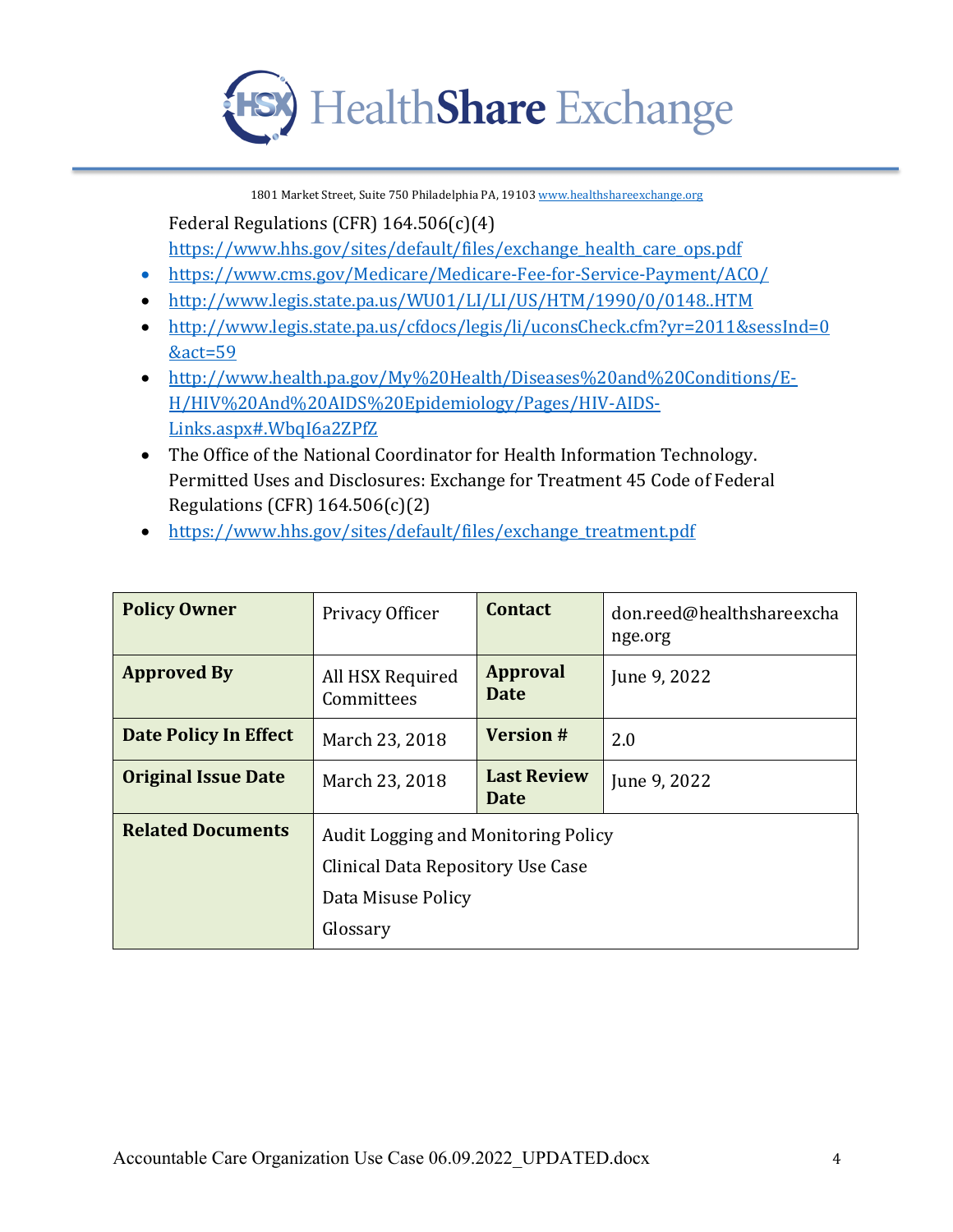Federal Regulations (CFR) 164.506(c)(4) https://www.hhs.gov/sites/default/files/exchange_health_care_ops.pdf

- https://www.cms.gov/Medicare/Medicare-Fee-for-Service-Payment/ACO/
- http://www.legis.state.pa.us/WU01/LI/LI/US/HTM/1990/0/0148..HTM
- http://www.legis.state.pa.us/cfdocs/legis/li/uconsCheck.cfm?yr=2011&sessInd=0&act=59
- http://www.health.pa.gov/My%20Health/Diseases%20and%20Conditions/E-H/HIV%20And%20AIDS%20Epidemiology/Pages/HIV-AIDS-Links.aspx#.WbqI6a2ZPfZ
- The Office of the National Coordinator for Health Information Technology. Permitted Uses and Disclosures: Exchange for Treatment 45 Code of Federal Regulations (CFR) 164.506(c)(2)
- https://www.hhs.gov/sites/default/files/exchange_treatment.pdf

| | | | |
|---|---|---|---|
| **Policy Owner** | Privacy Officer | **Contact** | don.reed@healthshareexchange.org |
| **Approved By** | All HSX Required Committees | **Approval Date** | June 9, 2022 |
| **Date Policy In Effect** | March 23, 2018 | **Version #** | 2.0 |
| **Original Issue Date** | March 23, 2018 | **Last Review Date** | June 9, 2022 |
| **Related Documents** | Audit Logging and Monitoring Policy<br>Clinical Data Repository Use Case<br>Data Misuse Policy<br>Glossary | | |